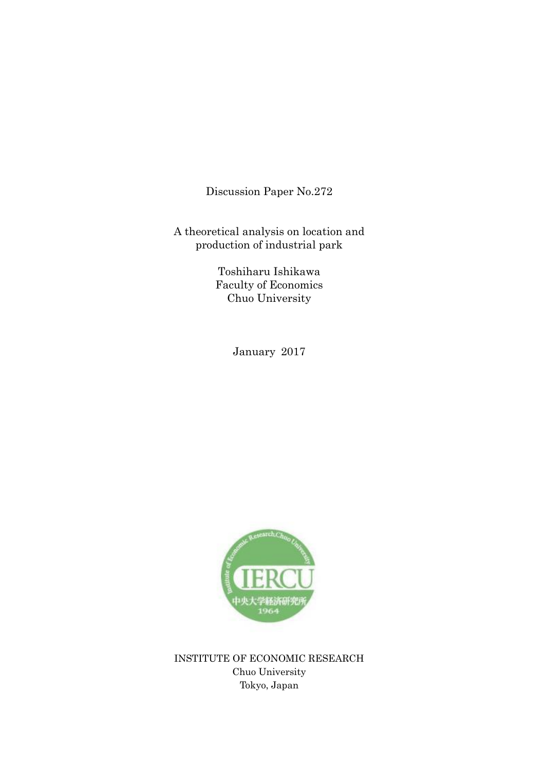Discussion Paper No.272

# A theoretical analysis on location and production of industrial park

Toshiharu Ishikawa
Faculty of Economics
Chuo University

January 2017

INSTITUTE OF ECONOMIC RESEARCH
Chuo University
Tokyo, Japan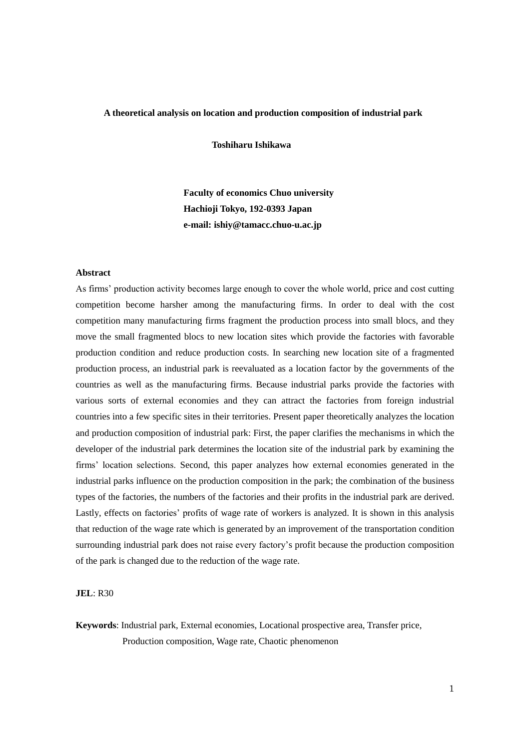**A theoretical analysis on location and production composition of industrial park**

**Toshiharu Ishikawa**

**Faculty of economics Chuo university**  
**Hachioji Tokyo, 192-0393 Japan**  
**e-mail: ishiy@tamacc.chuo-u.ac.jp**

**Abstract**

As firms' production activity becomes large enough to cover the whole world, price and cost cutting competition become harsher among the manufacturing firms. In order to deal with the cost competition many manufacturing firms fragment the production process into small blocs, and they move the small fragmented blocs to new location sites which provide the factories with favorable production condition and reduce production costs. In searching new location site of a fragmented production process, an industrial park is reevaluated as a location factor by the governments of the countries as well as the manufacturing firms. Because industrial parks provide the factories with various sorts of external economies and they can attract the factories from foreign industrial countries into a few specific sites in their territories. Present paper theoretically analyzes the location and production composition of industrial park: First, the paper clarifies the mechanisms in which the developer of the industrial park determines the location site of the industrial park by examining the firms' location selections. Second, this paper analyzes how external economies generated in the industrial parks influence on the production composition in the park; the combination of the business types of the factories, the numbers of the factories and their profits in the industrial park are derived. Lastly, effects on factories' profits of wage rate of workers is analyzed. It is shown in this analysis that reduction of the wage rate which is generated by an improvement of the transportation condition surrounding industrial park does not raise every factory's profit because the production composition of the park is changed due to the reduction of the wage rate.

**JEL**: R30

**Keywords**: Industrial park, External economies, Locational prospective area, Transfer price, Production composition, Wage rate, Chaotic phenomenon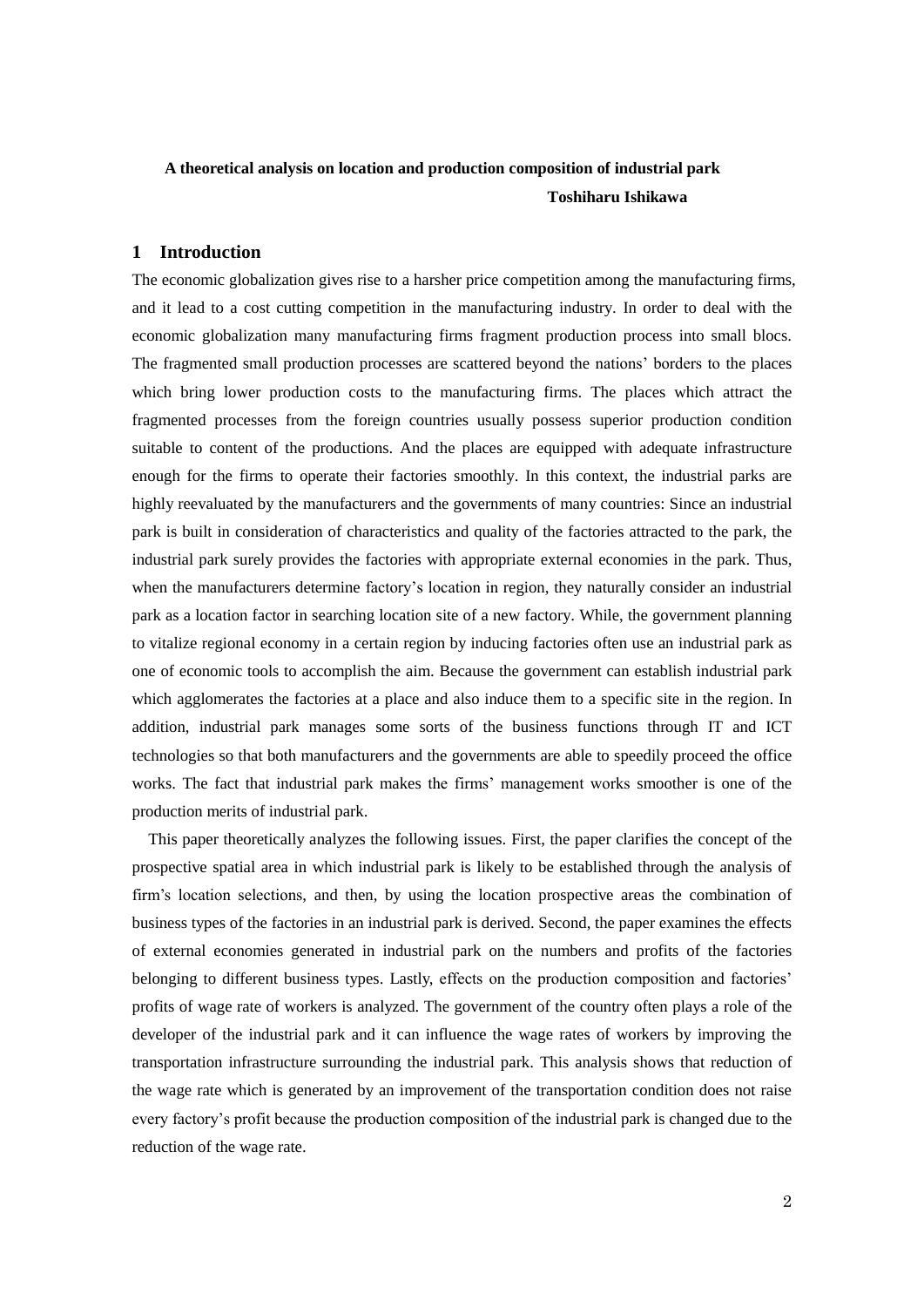**A theoretical analysis on location and production composition of industrial park**

**Toshiharu Ishikawa**

## 1 Introduction

The economic globalization gives rise to a harsher price competition among the manufacturing firms, and it lead to a cost cutting competition in the manufacturing industry. In order to deal with the economic globalization many manufacturing firms fragment production process into small blocs. The fragmented small production processes are scattered beyond the nations' borders to the places which bring lower production costs to the manufacturing firms. The places which attract the fragmented processes from the foreign countries usually possess superior production condition suitable to content of the productions. And the places are equipped with adequate infrastructure enough for the firms to operate their factories smoothly. In this context, the industrial parks are highly reevaluated by the manufacturers and the governments of many countries: Since an industrial park is built in consideration of characteristics and quality of the factories attracted to the park, the industrial park surely provides the factories with appropriate external economies in the park. Thus, when the manufacturers determine factory's location in region, they naturally consider an industrial park as a location factor in searching location site of a new factory. While, the government planning to vitalize regional economy in a certain region by inducing factories often use an industrial park as one of economic tools to accomplish the aim. Because the government can establish industrial park which agglomerates the factories at a place and also induce them to a specific site in the region. In addition, industrial park manages some sorts of the business functions through IT and ICT technologies so that both manufacturers and the governments are able to speedily proceed the office works. The fact that industrial park makes the firms' management works smoother is one of the production merits of industrial park.

This paper theoretically analyzes the following issues. First, the paper clarifies the concept of the prospective spatial area in which industrial park is likely to be established through the analysis of firm's location selections, and then, by using the location prospective areas the combination of business types of the factories in an industrial park is derived. Second, the paper examines the effects of external economies generated in industrial park on the numbers and profits of the factories belonging to different business types. Lastly, effects on the production composition and factories' profits of wage rate of workers is analyzed. The government of the country often plays a role of the developer of the industrial park and it can influence the wage rates of workers by improving the transportation infrastructure surrounding the industrial park. This analysis shows that reduction of the wage rate which is generated by an improvement of the transportation condition does not raise every factory's profit because the production composition of the industrial park is changed due to the reduction of the wage rate.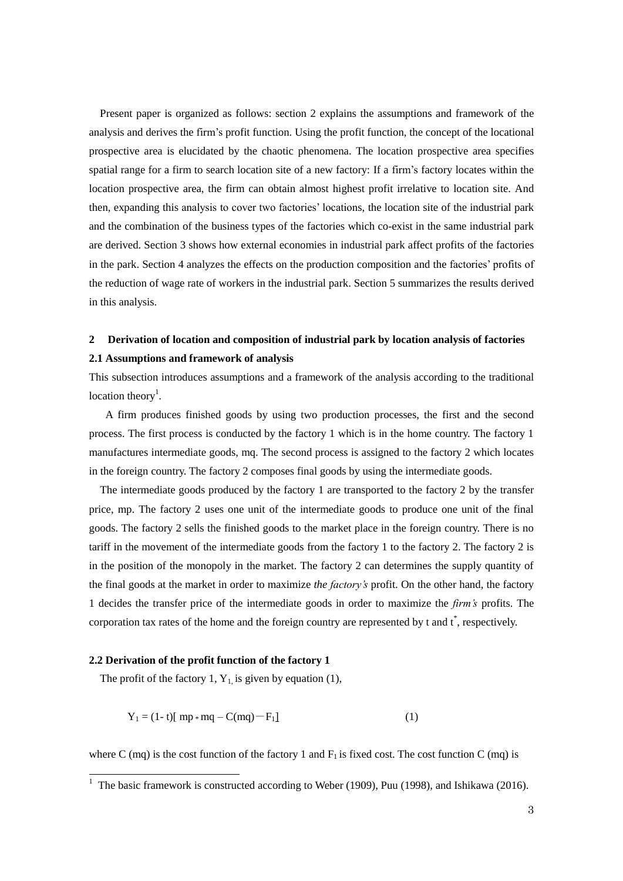Present paper is organized as follows: section 2 explains the assumptions and framework of the analysis and derives the firm's profit function. Using the profit function, the concept of the locational prospective area is elucidated by the chaotic phenomena. The location prospective area specifies spatial range for a firm to search location site of a new factory: If a firm's factory locates within the location prospective area, the firm can obtain almost highest profit irrelative to location site. And then, expanding this analysis to cover two factories' locations, the location site of the industrial park and the combination of the business types of the factories which co-exist in the same industrial park are derived. Section 3 shows how external economies in industrial park affect profits of the factories in the park. Section 4 analyzes the effects on the production composition and the factories' profits of the reduction of wage rate of workers in the industrial park. Section 5 summarizes the results derived in this analysis.

## 2 Derivation of location and composition of industrial park by location analysis of factories

### 2.1 Assumptions and framework of analysis

This subsection introduces assumptions and a framework of the analysis according to the traditional location theory[1].

A firm produces finished goods by using two production processes, the first and the second process. The first process is conducted by the factory 1 which is in the home country. The factory 1 manufactures intermediate goods, mq. The second process is assigned to the factory 2 which locates in the foreign country. The factory 2 composes final goods by using the intermediate goods.

The intermediate goods produced by the factory 1 are transported to the factory 2 by the transfer price, mp. The factory 2 uses one unit of the intermediate goods to produce one unit of the final goods. The factory 2 sells the finished goods to the market place in the foreign country. There is no tariff in the movement of the intermediate goods from the factory 1 to the factory 2. The factory 2 is in the position of the monopoly in the market. The factory 2 can determines the supply quantity of the final goods at the market in order to maximize *the factory's* profit. On the other hand, the factory 1 decides the transfer price of the intermediate goods in order to maximize the *firm's* profits. The corporation tax rates of the home and the foreign country are represented by t and $t^*$, respectively.

### 2.2 Derivation of the profit function of the factory 1

The profit of the factory 1, $Y_1$, is given by equation (1),

$$Y_1 = (1-t)[\, mp * mq - C(mq) - F_1] \qquad (1)$$

where C (mq) is the cost function of the factory 1 and $F_1$ is fixed cost. The cost function C (mq) is

---

[1] The basic framework is constructed according to Weber (1909), Puu (1998), and Ishikawa (2016).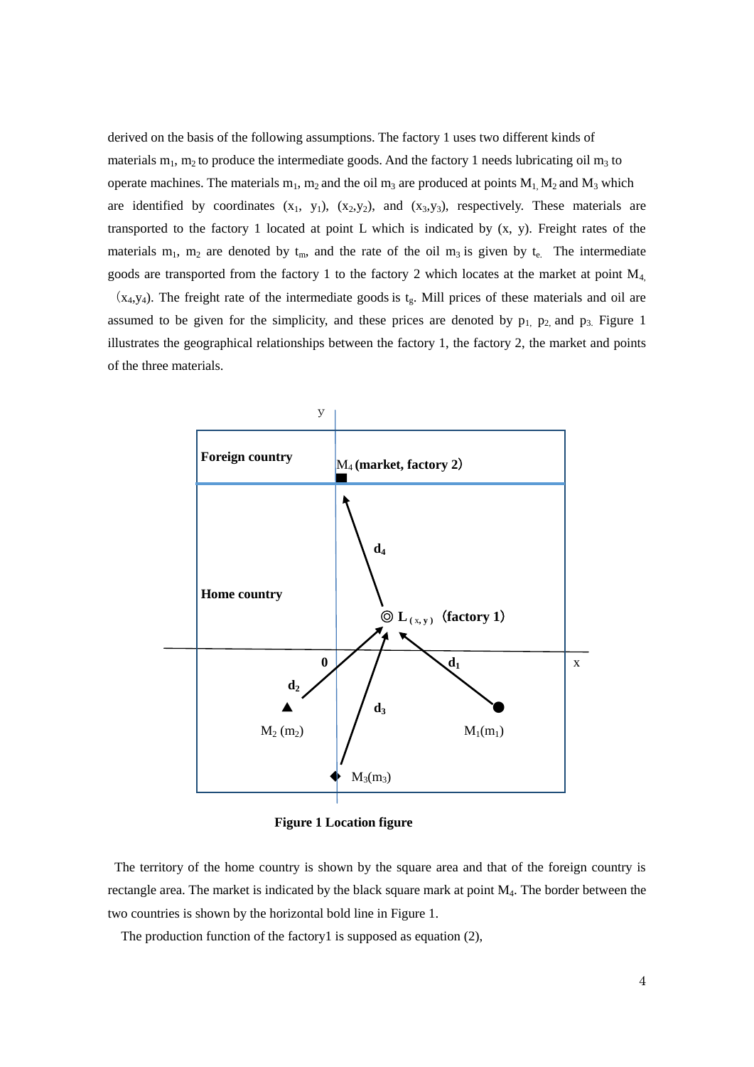derived on the basis of the following assumptions. The factory 1 uses two different kinds of materials $m_1$, $m_2$ to produce the intermediate goods. And the factory 1 needs lubricating oil $m_3$ to operate machines. The materials $m_1$, $m_2$ and the oil $m_3$ are produced at points $M_1$, $M_2$ and $M_3$ which are identified by coordinates $(x_1, y_1)$, $(x_2, y_2)$, and $(x_3, y_3)$, respectively. These materials are transported to the factory 1 located at point L which is indicated by (x, y). Freight rates of the materials $m_1$, $m_2$ are denoted by $t_m$, and the rate of the oil $m_3$ is given by $t_e$. The intermediate goods are transported from the factory 1 to the factory 2 which locates at the market at point $M_4$, $(x_4, y_4)$. The freight rate of the intermediate goods is $t_g$. Mill prices of these materials and oil are assumed to be given for the simplicity, and these prices are denoted by $p_1$, $p_2$, and $p_3$. Figure 1 illustrates the geographical relationships between the factory 1, the factory 2, the market and points of the three materials.

**Figure 1 Location figure**

The territory of the home country is shown by the square area and that of the foreign country is rectangle area. The market is indicated by the black square mark at point $M_4$. The border between the two countries is shown by the horizontal bold line in Figure 1.

The production function of the factory1 is supposed as equation (2),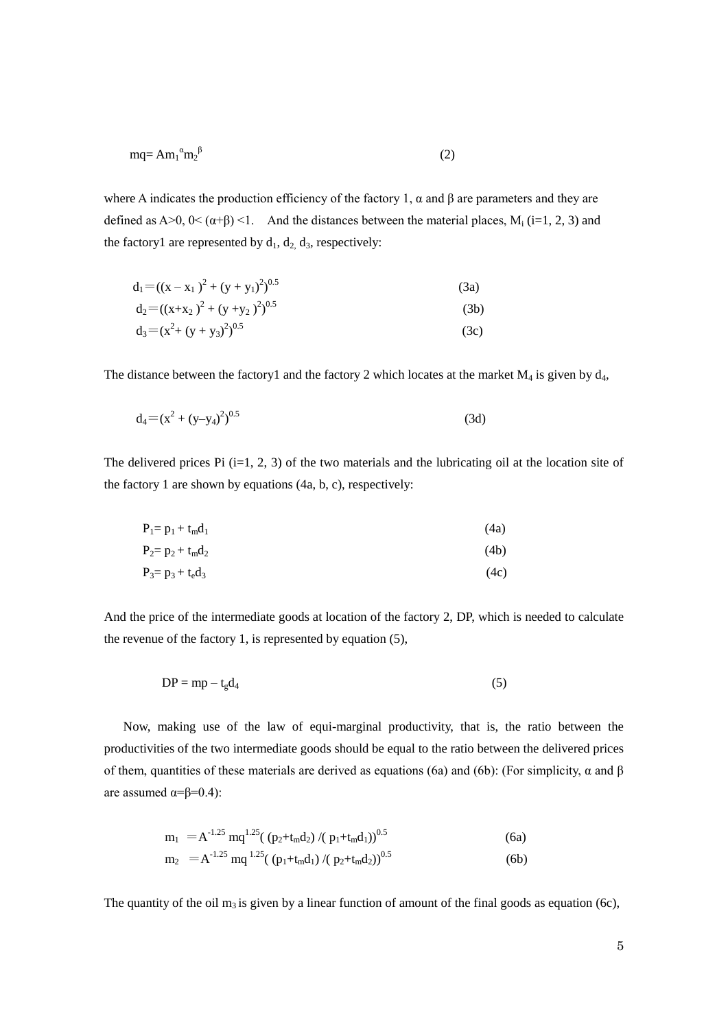$$mq = Am_1^{\alpha}m_2^{\beta} \tag{2}$$

where A indicates the production efficiency of the factory 1, α and β are parameters and they are defined as A>0, 0< (α+β) <1. And the distances between the material places, $M_i$ (i=1, 2, 3) and the factory1 are represented by $d_1$, $d_2$, $d_3$, respectively:

$$d_1 = ((x - x_1)^2 + (y + y_1)^2)^{0.5} \tag{3a}$$
$$d_2 = ((x + x_2)^2 + (y + y_2)^2)^{0.5} \tag{3b}$$
$$d_3 = (x^2 + (y + y_3)^2)^{0.5} \tag{3c}$$

The distance between the factory1 and the factory 2 which locates at the market $M_4$ is given by $d_4$,

$$d_4 = (x^2 + (y - y_4)^2)^{0.5} \tag{3d}$$

The delivered prices Pi (i=1, 2, 3) of the two materials and the lubricating oil at the location site of the factory 1 are shown by equations (4a, b, c), respectively:

$$P_1 = p_1 + t_m d_1 \tag{4a}$$
$$P_2 = p_2 + t_m d_2 \tag{4b}$$
$$P_3 = p_3 + t_e d_3 \tag{4c}$$

And the price of the intermediate goods at location of the factory 2, DP, which is needed to calculate the revenue of the factory 1, is represented by equation (5),

$$DP = mp - t_g d_4 \tag{5}$$

Now, making use of the law of equi-marginal productivity, that is, the ratio between the productivities of the two intermediate goods should be equal to the ratio between the delivered prices of them, quantities of these materials are derived as equations (6a) and (6b): (For simplicity, α and β are assumed α=β=0.4):

$$m_1 = A^{-1.25} mq^{1.25}((p_2+t_m d_2)/(p_1+t_m d_1))^{0.5} \tag{6a}$$
$$m_2 = A^{-1.25} mq^{1.25}((p_1+t_m d_1)/(p_2+t_m d_2))^{0.5} \tag{6b}$$

The quantity of the oil $m_3$ is given by a linear function of amount of the final goods as equation (6c),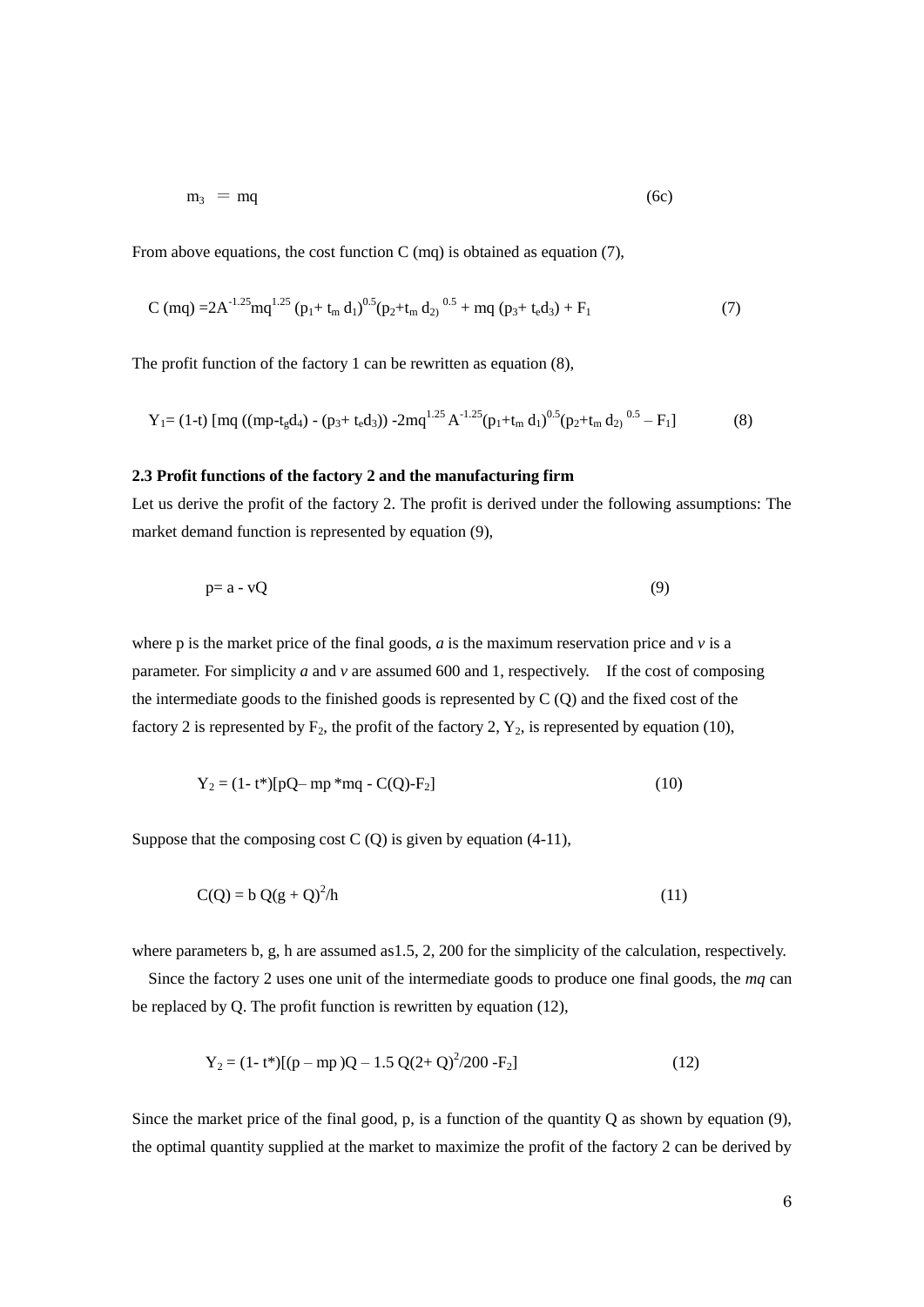$$m_3 = mq \tag{6c}$$

From above equations, the cost function C (mq) is obtained as equation (7),

$$C(mq) = 2A^{-1.25}mq^{1.25}(p_1 + t_m d_1)^{0.5}(p_2 + t_m d_2)^{0.5} + mq(p_3 + t_e d_3) + F_1 \tag{7}$$

The profit function of the factory 1 can be rewritten as equation (8),

$$Y_1 = (1-t)[mq((mp - t_g d_4) - (p_3 + t_e d_3)) - 2mq^{1.25}A^{-1.25}(p_1 + t_m d_1)^{0.5}(p_2 + t_m d_2)^{0.5} - F_1] \tag{8}$$

**2.3 Profit functions of the factory 2 and the manufacturing firm**

Let us derive the profit of the factory 2. The profit is derived under the following assumptions: The market demand function is represented by equation (9),

$$p = a - vQ \tag{9}$$

where p is the market price of the final goods, *a* is the maximum reservation price and *v* is a parameter. For simplicity *a* and *v* are assumed 600 and 1, respectively. If the cost of composing the intermediate goods to the finished goods is represented by C (Q) and the fixed cost of the factory 2 is represented by $F_2$, the profit of the factory 2, $Y_2$, is represented by equation (10),

$$Y_2 = (1 - t^*)[pQ - mp^*mq - C(Q) - F_2] \tag{10}$$

Suppose that the composing cost C (Q) is given by equation (4-11),

$$C(Q) = b\,Q(g + Q)^2/h \tag{11}$$

where parameters b, g, h are assumed as1.5, 2, 200 for the simplicity of the calculation, respectively.

Since the factory 2 uses one unit of the intermediate goods to produce one final goods, the *mq* can be replaced by Q. The profit function is rewritten by equation (12),

$$Y_2 = (1 - t^*)[(p - mp)Q - 1.5\,Q(2 + Q)^2/200 - F_2] \tag{12}$$

Since the market price of the final good, p, is a function of the quantity Q as shown by equation (9), the optimal quantity supplied at the market to maximize the profit of the factory 2 can be derived by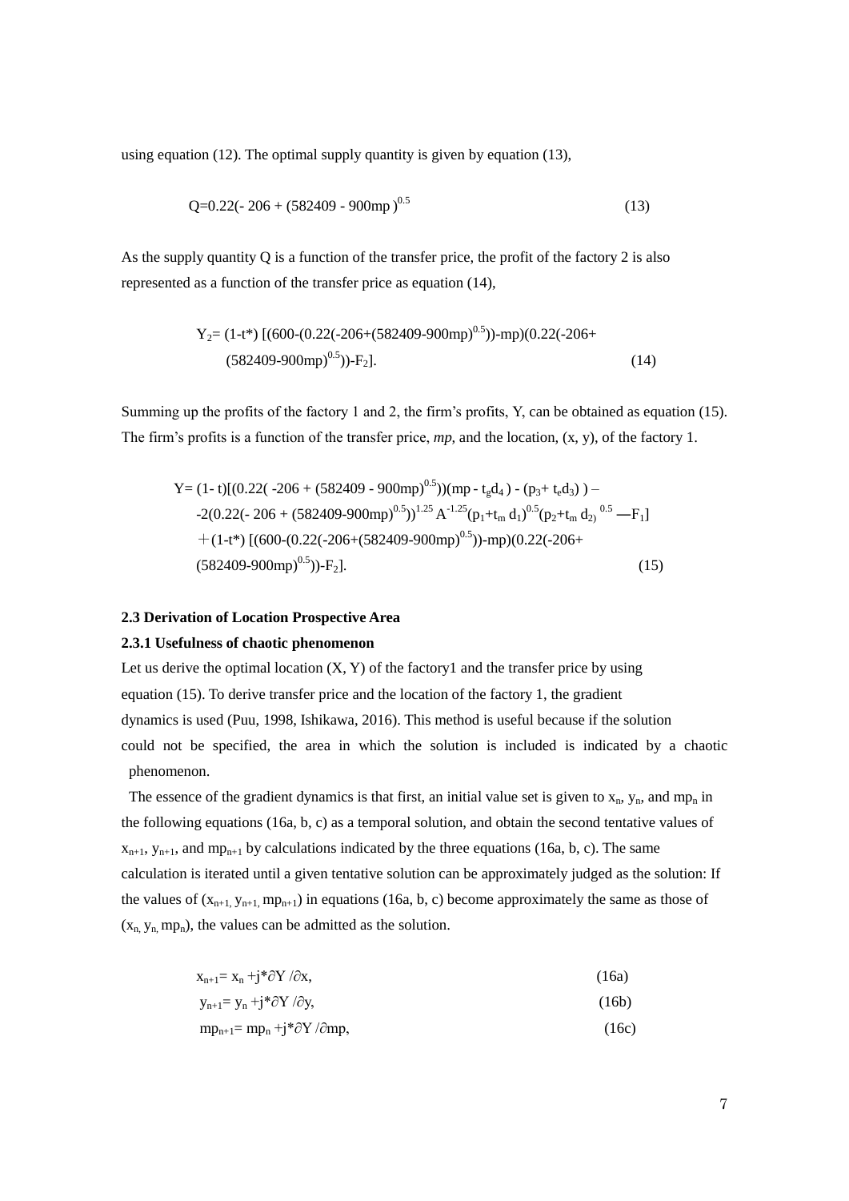using equation (12). The optimal supply quantity is given by equation (13),

$$Q=0.22(-206 + (582409 - 900mp)^{0.5} \tag{13}$$

As the supply quantity Q is a function of the transfer price, the profit of the factory 2 is also represented as a function of the transfer price as equation (14),

$$Y_2= (1-t^*) [(600-(0.22(-206+(582409-900mp)^{0.5}))-mp)(0.22(-206+(582409-900mp)^{0.5}))-F_2]. \tag{14}$$

Summing up the profits of the factory 1 and 2, the firm's profits, Y, can be obtained as equation (15). The firm's profits is a function of the transfer price, *mp*, and the location, (x, y), of the factory 1.

$$\begin{aligned} Y= &(1- t)[(0.22( -206 + (582409 - 900mp)^{0.5}))(mp - t_g d_4 ) - (p_3+ t_e d_3) ) – \\ &-2(0.22(- 206 + (582409-900mp)^{0.5}))^{1.25} A^{-1.25}(p_1+t_m d_1)^{0.5}(p_2+t_m d_2)^{0.5} — F_1] \\ &+(1-t^*) [(600-(0.22(-206+(582409-900mp)^{0.5}))-mp)(0.22(-206+ \\ &(582409-900mp)^{0.5}))-F_2]. \end{aligned} \tag{15}$$

### 2.3 Derivation of Location Prospective Area

#### 2.3.1 Usefulness of chaotic phenomenon

Let us derive the optimal location (X, Y) of the factory1 and the transfer price by using equation (15). To derive transfer price and the location of the factory 1, the gradient dynamics is used (Puu, 1998, Ishikawa, 2016). This method is useful because if the solution could not be specified, the area in which the solution is included is indicated by a chaotic phenomenon.

The essence of the gradient dynamics is that first, an initial value set is given to $x_n$, $y_n$, and $mp_n$ in the following equations (16a, b, c) as a temporal solution, and obtain the second tentative values of $x_{n+1}$, $y_{n+1}$, and $mp_{n+1}$ by calculations indicated by the three equations (16a, b, c). The same calculation is iterated until a given tentative solution can be approximately judged as the solution: If the values of ($x_{n+1}$, $y_{n+1}$, $mp_{n+1}$) in equations (16a, b, c) become approximately the same as those of ($x_n$, $y_n$, $mp_n$), the values can be admitted as the solution.

$$x_{n+1}= x_n +j^*\partial Y /\partial x, \tag{16a}$$

$$y_{n+1}= y_n +j^*\partial Y /\partial y, \tag{16b}$$

$$mp_{n+1}= mp_n +j^*\partial Y /\partial mp, \tag{16c}$$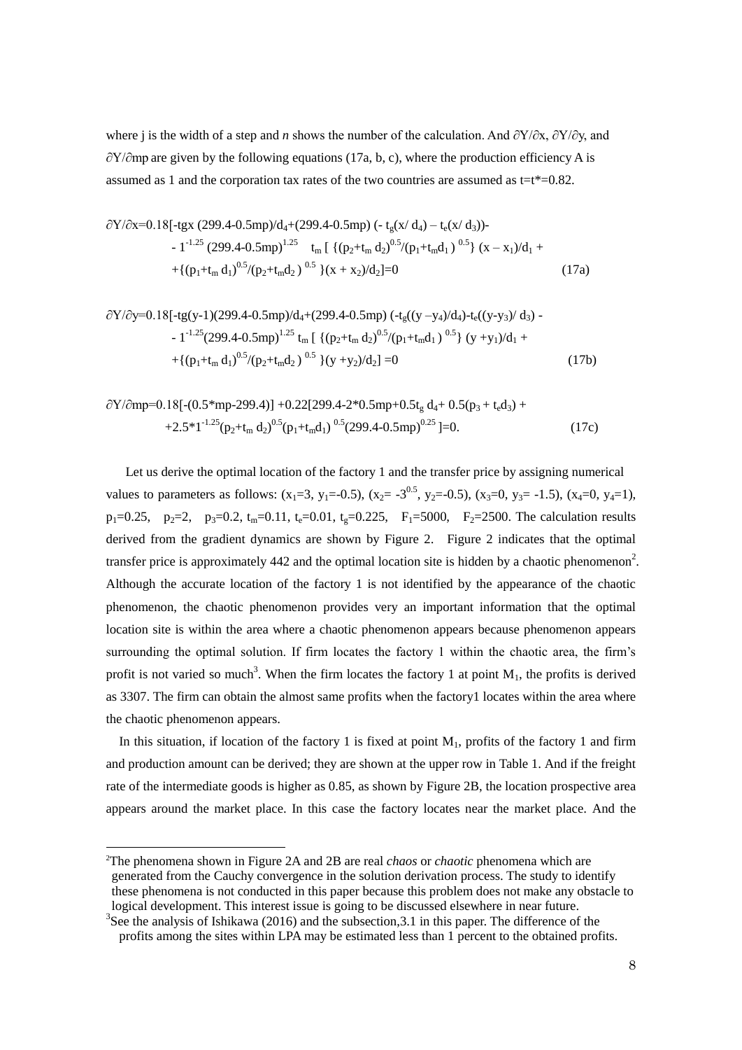where j is the width of a step and *n* shows the number of the calculation. And $\partial Y/\partial x$, $\partial Y/\partial y$, and $\partial Y/\partial mp$ are given by the following equations (17a, b, c), where the production efficiency A is assumed as 1 and the corporation tax rates of the two countries are assumed as $t=t^*=0.82$.

$$\partial Y/\partial x=0.18[-tgx\,(299.4-0.5mp)/d_4+(299.4-0.5mp)\,(-\,t_g(x/\,d_4)-t_e(x/\,d_3))-$$
$$-\,1^{-1.25}\,(299.4-0.5mp)^{1.25}\quad t_m\,[\,\{(p_2+t_m\,d_2)^{0.5}/(p_1+t_m d_1)^{\,0.5}\}\,(x-x_1)/d_1+$$
$$+\{(p_1+t_m\,d_1)^{0.5}/(p_2+t_m d_2)^{\,0.5}\,\}(x+x_2)/d_2]=0 \tag{17a}$$

$$\partial Y/\partial y=0.18[-tg(y-1)(299.4-0.5mp)/d_4+(299.4-0.5mp)\,(-t_g((y-y_4)/d_4)-t_e((y-y_3)/\,d_3)\,-$$
$$-\,1^{-1.25}(299.4-0.5mp)^{1.25}\,t_m\,[\,\{(p_2+t_m\,d_2)^{0.5}/(p_1+t_m d_1)^{\,0.5}\}\,(y+y_1)/d_1+$$
$$+\{(p_1+t_m\,d_1)^{0.5}/(p_2+t_m d_2)^{\,0.5}\,\}(y+y_2)/d_2]=0 \tag{17b}$$

$$\partial Y/\partial mp=0.18[-(0.5*mp-299.4)]+0.22[299.4-2*0.5mp+0.5t_g\,d_4+0.5(p_3+t_e d_3)+$$
$$+2.5*1^{-1.25}(p_2+t_m\,d_2)^{0.5}(p_1+t_m d_1)^{\,0.5}(299.4-0.5mp)^{0.25}\,]=0. \tag{17c}$$

Let us derive the optimal location of the factory 1 and the transfer price by assigning numerical values to parameters as follows: ($x_1=3$, $y_1=-0.5$), ($x_2=-3^{0.5}$, $y_2=-0.5$), ($x_3=0$, $y_3=-1.5$), ($x_4=0$, $y_4=1$), $p_1=0.25$, $p_2=2$, $p_3=0.2$, $t_m=0.11$, $t_e=0.01$, $t_g=0.225$, $F_1=5000$, $F_2=2500$. The calculation results derived from the gradient dynamics are shown by Figure 2. Figure 2 indicates that the optimal transfer price is approximately 442 and the optimal location site is hidden by a chaotic phenomenon[2]. Although the accurate location of the factory 1 is not identified by the appearance of the chaotic phenomenon, the chaotic phenomenon provides very an important information that the optimal location site is within the area where a chaotic phenomenon appears because phenomenon appears surrounding the optimal solution. If firm locates the factory 1 within the chaotic area, the firm's profit is not varied so much[3]. When the firm locates the factory 1 at point $M_1$, the profits is derived as 3307. The firm can obtain the almost same profits when the factory1 locates within the area where the chaotic phenomenon appears.

In this situation, if location of the factory 1 is fixed at point $M_1$, profits of the factory 1 and firm and production amount can be derived; they are shown at the upper row in Table 1. And if the freight rate of the intermediate goods is higher as 0.85, as shown by Figure 2B, the location prospective area appears around the market place. In this case the factory locates near the market place. And the

[2]The phenomena shown in Figure 2A and 2B are real *chaos* or *chaotic* phenomena which are generated from the Cauchy convergence in the solution derivation process. The study to identify these phenomena is not conducted in this paper because this problem does not make any obstacle to logical development. This interest issue is going to be discussed elsewhere in near future.

[3]See the analysis of Ishikawa (2016) and the subsection,3.1 in this paper. The difference of the profits among the sites within LPA may be estimated less than 1 percent to the obtained profits.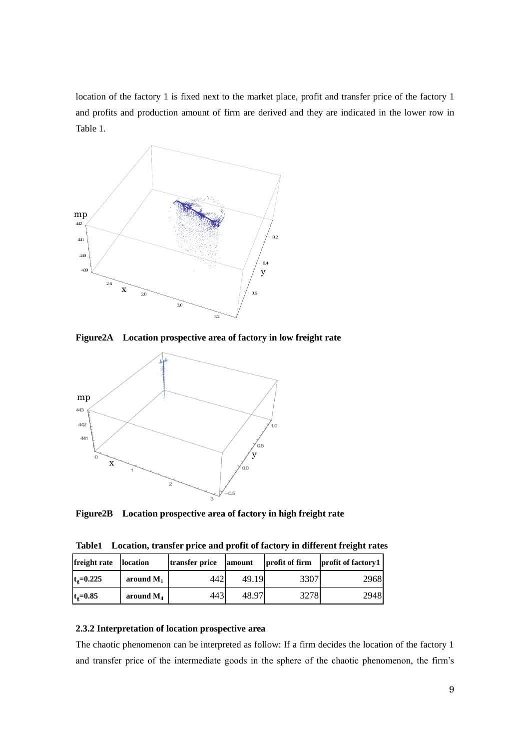location of the factory 1 is fixed next to the market place, profit and transfer price of the factory 1 and profits and production amount of firm are derived and they are indicated in the lower row in Table 1.

**Figure2A　Location prospective area of factory in low freight rate**

**Figure2B　Location prospective area of factory in high freight rate**

**Table1　Location, transfer price and profit of factory in different freight rates**

| freight rate | location | transfer price | amount | profit of firm | profit of factory1 |
|---|---|---|---|---|---|
| $t_g$=0.225 | around $M_1$ | 442 | 49.19 | 3307 | 2968 |
| $t_g$=0.85 | around $M_4$ | 443 | 48.97 | 3278 | 2948 |

### 2.3.2 Interpretation of location prospective area

The chaotic phenomenon can be interpreted as follow: If a firm decides the location of the factory 1 and transfer price of the intermediate goods in the sphere of the chaotic phenomenon, the firm's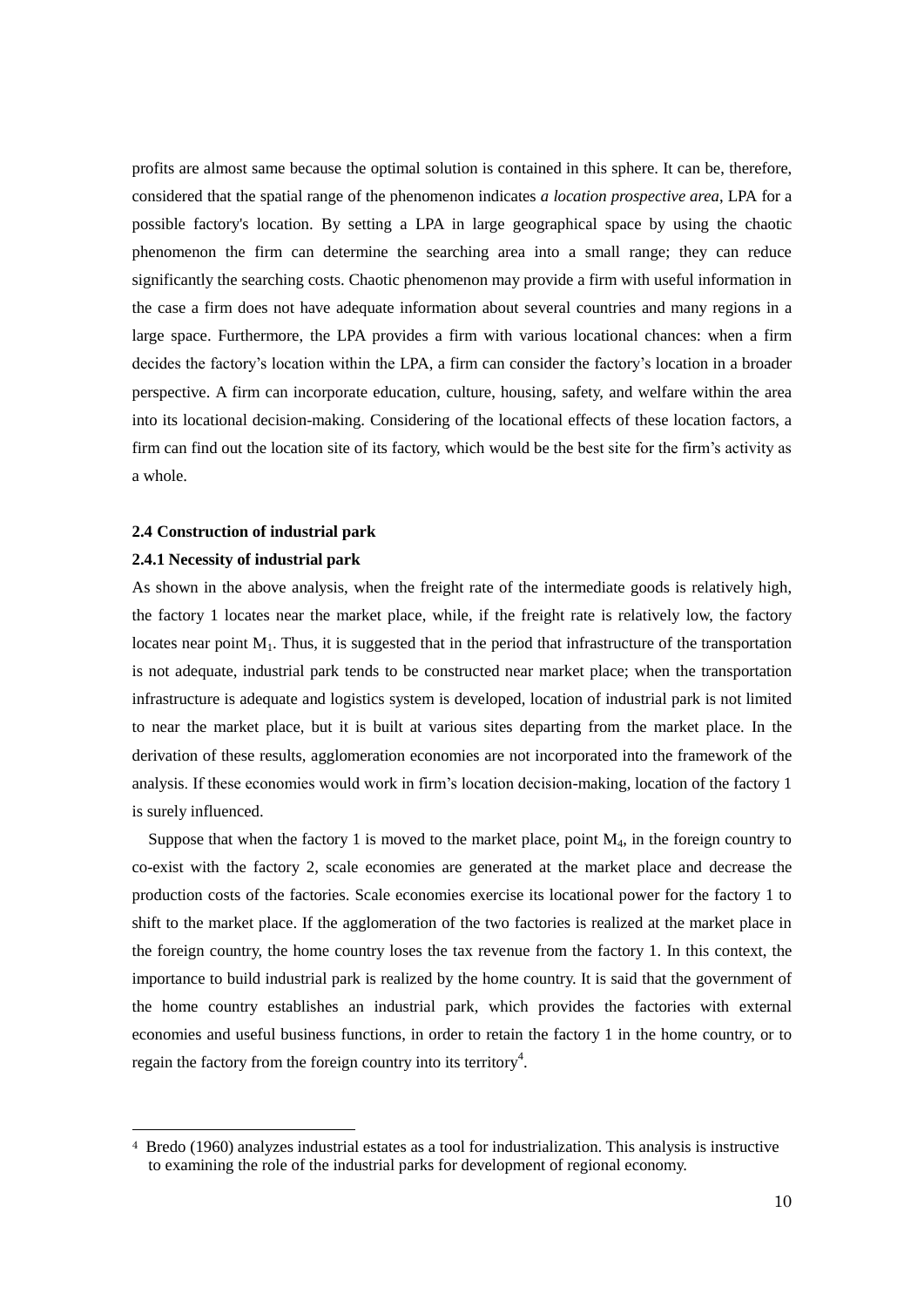profits are almost same because the optimal solution is contained in this sphere. It can be, therefore, considered that the spatial range of the phenomenon indicates *a location prospective area*, LPA for a possible factory's location. By setting a LPA in large geographical space by using the chaotic phenomenon the firm can determine the searching area into a small range; they can reduce significantly the searching costs. Chaotic phenomenon may provide a firm with useful information in the case a firm does not have adequate information about several countries and many regions in a large space. Furthermore, the LPA provides a firm with various locational chances: when a firm decides the factory's location within the LPA, a firm can consider the factory's location in a broader perspective. A firm can incorporate education, culture, housing, safety, and welfare within the area into its locational decision-making. Considering of the locational effects of these location factors, a firm can find out the location site of its factory, which would be the best site for the firm's activity as a whole.

### 2.4 Construction of industrial park

#### 2.4.1 Necessity of industrial park

As shown in the above analysis, when the freight rate of the intermediate goods is relatively high, the factory 1 locates near the market place, while, if the freight rate is relatively low, the factory locates near point $M_1$. Thus, it is suggested that in the period that infrastructure of the transportation is not adequate, industrial park tends to be constructed near market place; when the transportation infrastructure is adequate and logistics system is developed, location of industrial park is not limited to near the market place, but it is built at various sites departing from the market place. In the derivation of these results, agglomeration economies are not incorporated into the framework of the analysis. If these economies would work in firm's location decision-making, location of the factory 1 is surely influenced.

Suppose that when the factory 1 is moved to the market place, point $M_4$, in the foreign country to co-exist with the factory 2, scale economies are generated at the market place and decrease the production costs of the factories. Scale economies exercise its locational power for the factory 1 to shift to the market place. If the agglomeration of the two factories is realized at the market place in the foreign country, the home country loses the tax revenue from the factory 1. In this context, the importance to build industrial park is realized by the home country. It is said that the government of the home country establishes an industrial park, which provides the factories with external economies and useful business functions, in order to retain the factory 1 in the home country, or to regain the factory from the foreign country into its territory[4].

[4] Bredo (1960) analyzes industrial estates as a tool for industrialization. This analysis is instructive to examining the role of the industrial parks for development of regional economy.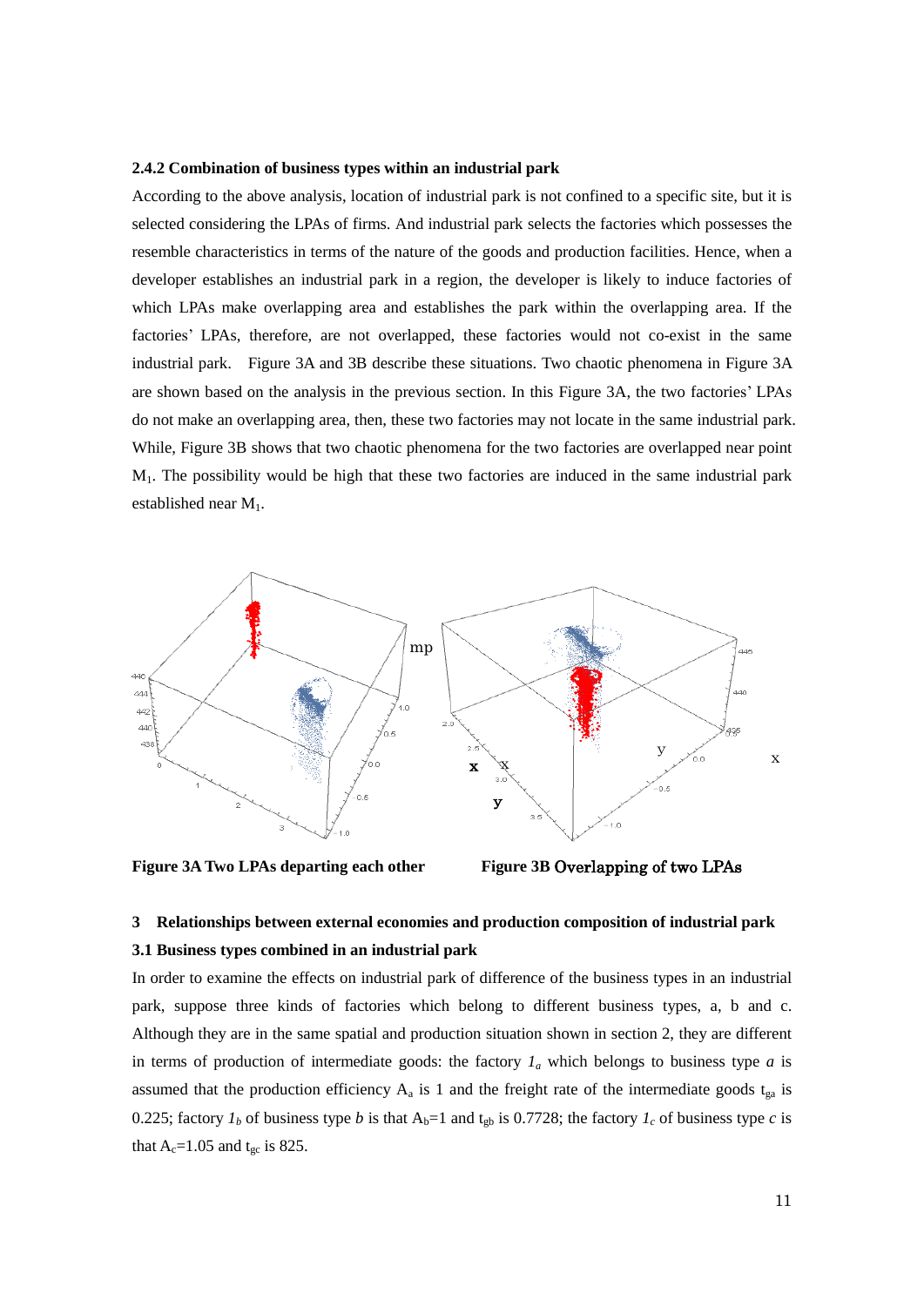### 2.4.2 Combination of business types within an industrial park

According to the above analysis, location of industrial park is not confined to a specific site, but it is selected considering the LPAs of firms. And industrial park selects the factories which possesses the resemble characteristics in terms of the nature of the goods and production facilities. Hence, when a developer establishes an industrial park in a region, the developer is likely to induce factories of which LPAs make overlapping area and establishes the park within the overlapping area. If the factories' LPAs, therefore, are not overlapped, these factories would not co-exist in the same industrial park. Figure 3A and 3B describe these situations. Two chaotic phenomena in Figure 3A are shown based on the analysis in the previous section. In this Figure 3A, the two factories' LPAs do not make an overlapping area, then, these two factories may not locate in the same industrial park. While, Figure 3B shows that two chaotic phenomena for the two factories are overlapped near point $M_1$. The possibility would be high that these two factories are induced in the same industrial park established near $M_1$.

**Figure 3A Two LPAs departing each other** **Figure 3B Overlapping of two LPAs**

## 3 Relationships between external economies and production composition of industrial park

### 3.1 Business types combined in an industrial park

In order to examine the effects on industrial park of difference of the business types in an industrial park, suppose three kinds of factories which belong to different business types, a, b and c. Although they are in the same spatial and production situation shown in section 2, they are different in terms of production of intermediate goods: the factory $1_a$ which belongs to business type *a* is assumed that the production efficiency $A_a$ is 1 and the freight rate of the intermediate goods $t_{ga}$ is 0.225; factory $1_b$ of business type *b* is that $A_b$=1 and $t_{gb}$ is 0.7728; the factory $1_c$ of business type *c* is that $A_c$=1.05 and $t_{gc}$ is 825.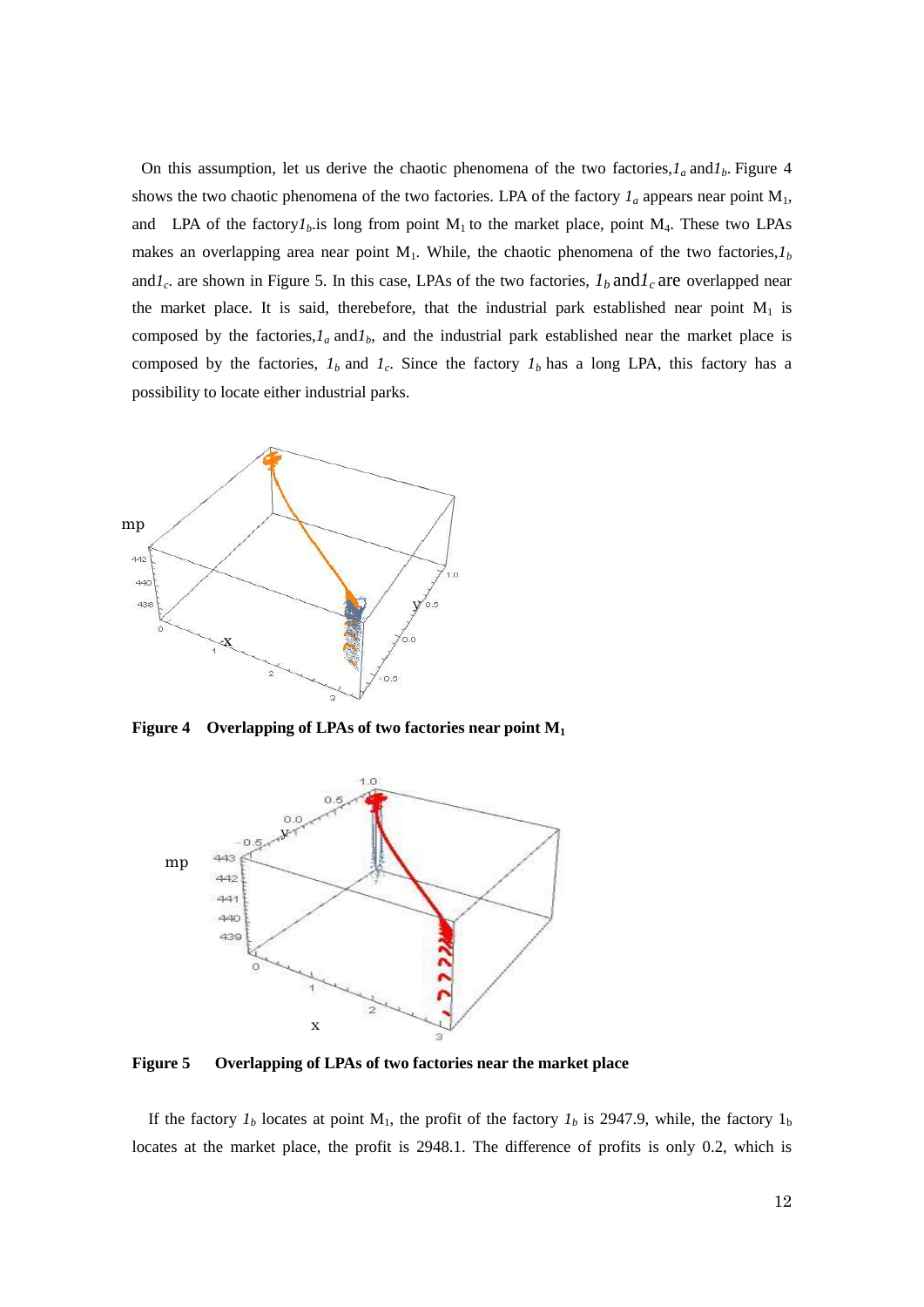On this assumption, let us derive the chaotic phenomena of the two factories, $1_a$ and $1_b$. Figure 4 shows the two chaotic phenomena of the two factories. LPA of the factory $1_a$ appears near point $M_1$, and LPA of the factory $1_b$ is long from point $M_1$ to the market place, point $M_4$. These two LPAs makes an overlapping area near point $M_1$. While, the chaotic phenomena of the two factories, $1_b$ and $1_c$. are shown in Figure 5. In this case, LPAs of the two factories, $1_b$ and $1_c$ are overlapped near the market place. It is said, therebefore, that the industrial park established near point $M_1$ is composed by the factories, $1_a$ and $1_b$, and the industrial park established near the market place is composed by the factories, $1_b$ and $1_c$. Since the factory $1_b$ has a long LPA, this factory has a possibility to locate either industrial parks.

**Figure 4 Overlapping of LPAs of two factories near point $M_1$**

**Figure 5 Overlapping of LPAs of two factories near the market place**

If the factory $1_b$ locates at point $M_1$, the profit of the factory $1_b$ is 2947.9, while, the factory $1_b$ locates at the market place, the profit is 2948.1. The difference of profits is only 0.2, which is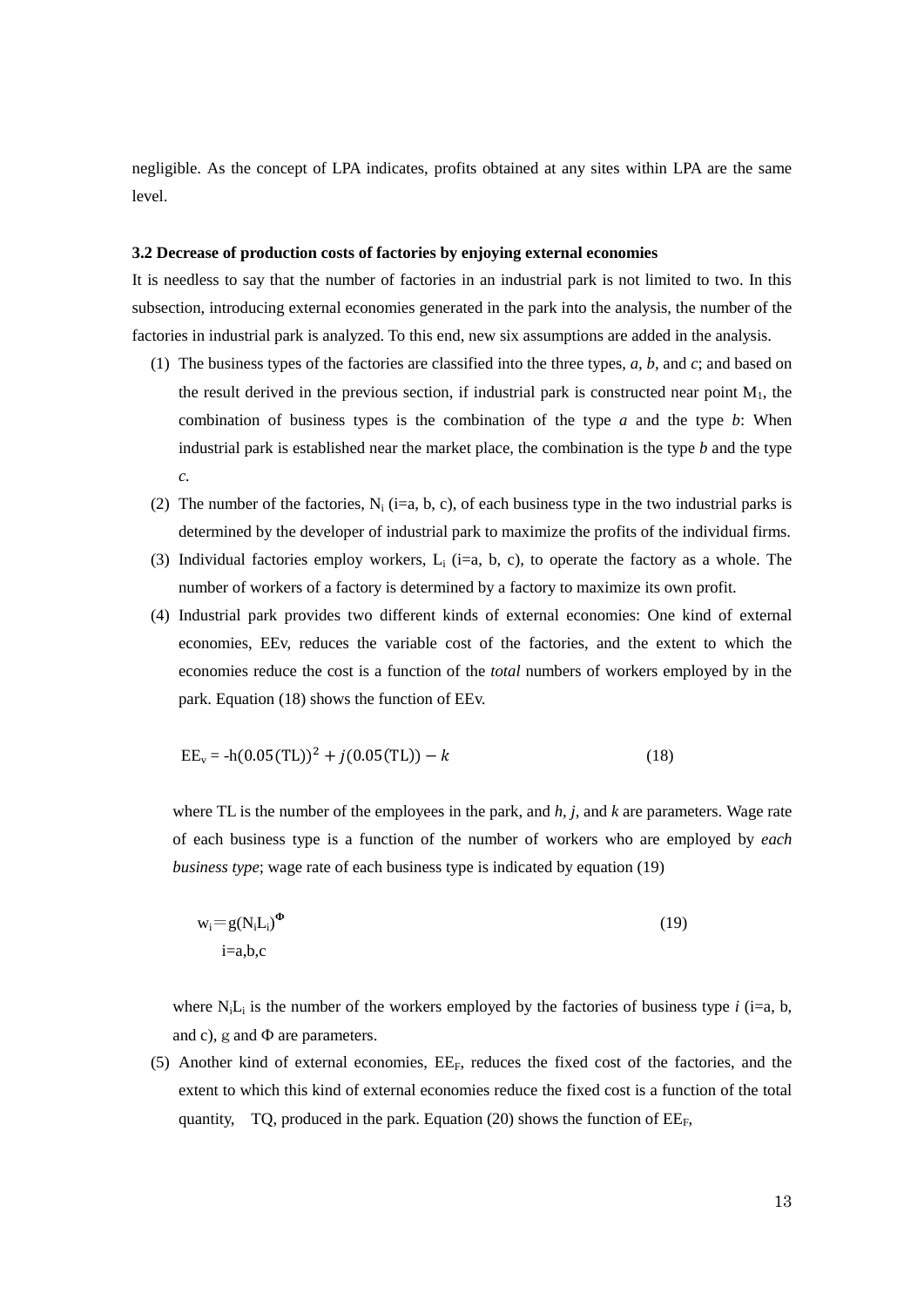negligible. As the concept of LPA indicates, profits obtained at any sites within LPA are the same level.

**3.2 Decrease of production costs of factories by enjoying external economies**

It is needless to say that the number of factories in an industrial park is not limited to two. In this subsection, introducing external economies generated in the park into the analysis, the number of the factories in industrial park is analyzed. To this end, new six assumptions are added in the analysis.

(1) The business types of the factories are classified into the three types, *a, b,* and *c*; and based on the result derived in the previous section, if industrial park is constructed near point $M_1$, the combination of business types is the combination of the type *a* and the type *b*: When industrial park is established near the market place, the combination is the type *b* and the type *c*.

(2) The number of the factories, $N_i$ (i=a, b, c), of each business type in the two industrial parks is determined by the developer of industrial park to maximize the profits of the individual firms.

(3) Individual factories employ workers, $L_i$ (i=a, b, c), to operate the factory as a whole. The number of workers of a factory is determined by a factory to maximize its own profit.

(4) Industrial park provides two different kinds of external economies: One kind of external economies, EEv, reduces the variable cost of the factories, and the extent to which the economies reduce the cost is a function of the *total* numbers of workers employed by in the park. Equation (18) shows the function of EEv.

$$EE_v = -h(0.05(TL))^2 + j(0.05(TL)) - k \quad (18)$$

where TL is the number of the employees in the park, and *h, j,* and *k* are parameters. Wage rate of each business type is a function of the number of workers who are employed by *each business type*; wage rate of each business type is indicated by equation (19)

$$w_i = g(N_iL_i)^{\Phi} \quad (19)$$
$$i=a,b,c$$

where $N_iL_i$ is the number of the workers employed by the factories of business type *i* (i=a, b, and c), g and Φ are parameters.

(5) Another kind of external economies, $EE_F$, reduces the fixed cost of the factories, and the extent to which this kind of external economies reduce the fixed cost is a function of the total quantity, TQ, produced in the park. Equation (20) shows the function of $EE_F$,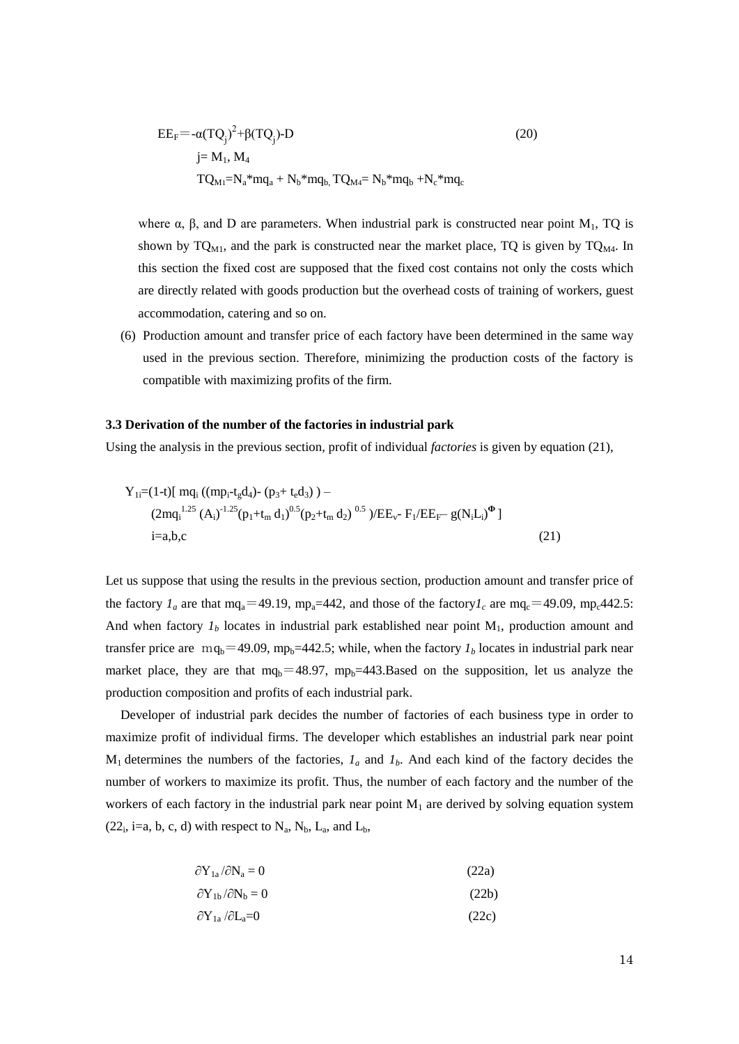$$EE_F = -\alpha(TQ_j)^2 + \beta(TQ_j) - D \tag{20}$$

$$j = M_1, M_4$$

$$TQ_{M1} = N_a * mq_a + N_b * mq_b,\ TQ_{M4} = N_b * mq_b + N_c * mq_c$$

where α, β, and D are parameters. When industrial park is constructed near point $M_1$, TQ is shown by $TQ_{M1}$, and the park is constructed near the market place, TQ is given by $TQ_{M4}$. In this section the fixed cost are supposed that the fixed cost contains not only the costs which are directly related with goods production but the overhead costs of training of workers, guest accommodation, catering and so on.

(6) Production amount and transfer price of each factory have been determined in the same way used in the previous section. Therefore, minimizing the production costs of the factory is compatible with maximizing profits of the firm.

### 3.3 Derivation of the number of the factories in industrial park

Using the analysis in the previous section, profit of individual *factories* is given by equation (21),

$$Y_{1i} = (1-t)[\, mq_i\, ((mp_i - t_g d_4) - (p_3 + t_e d_3)) - (2mq_i^{1.25} (A_i)^{-1.25} (p_1 + t_m d_1)^{0.5} (p_2 + t_m d_2)^{0.5})/EE_v - F_1/EE_F - g(N_i L_i)^{\Phi}\, ]$$

$$i = a, b, c \tag{21}$$

Let us suppose that using the results in the previous section, production amount and transfer price of the factory $1_a$ are that $mq_a = 49.19$, $mp_a = 442$, and those of the factory $1_c$ are $mq_c = 49.09$, $mp_c 442.5$: And when factory $1_b$ locates in industrial park established near point $M_1$, production amount and transfer price are $mq_b = 49.09$, $mp_b = 442.5$; while, when the factory $1_b$ locates in industrial park near market place, they are that $mq_b = 48.97$, $mp_b = 443$.Based on the supposition, let us analyze the production composition and profits of each industrial park.

Developer of industrial park decides the number of factories of each business type in order to maximize profit of individual firms. The developer which establishes an industrial park near point $M_1$ determines the numbers of the factories, $1_a$ and $1_b$. And each kind of the factory decides the number of workers to maximize its profit. Thus, the number of each factory and the number of the workers of each factory in the industrial park near point $M_1$ are derived by solving equation system ($22_i$, i=a, b, c, d) with respect to $N_a$, $N_b$, $L_a$, and $L_b$,

$$\partial Y_{1a} / \partial N_a = 0 \tag{22a}$$

$$\partial Y_{1b} / \partial N_b = 0 \tag{22b}$$

$$\partial Y_{1a} / \partial L_a = 0 \tag{22c}$$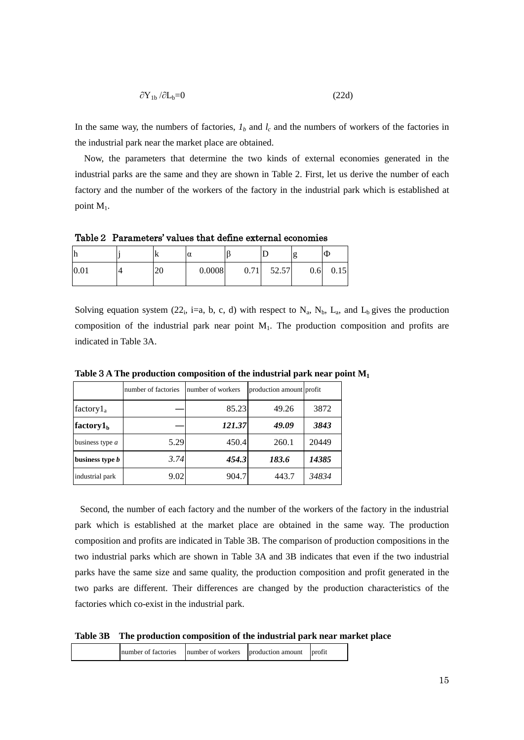$$\partial Y_{1b} / \partial L_b = 0 \qquad (22d)$$

In the same way, the numbers of factories, $1_b$ and $l_c$ and the numbers of workers of the factories in the industrial park near the market place are obtained.

Now, the parameters that determine the two kinds of external economies generated in the industrial parks are the same and they are shown in Table 2. First, let us derive the number of each factory and the number of the workers of the factory in the industrial park which is established at point $M_1$.

**Table 2 Parameters' values that define external economies**

| h | j | k | α | β | D | g | Φ |
|---|---|---|---|---|---|---|---|
| 0.01 | 4 | 20 | 0.0008 | 0.71 | 52.57 | 0.6 | 0.15 |

Solving equation system ($22_i$, i=a, b, c, d) with respect to $N_a$, $N_b$, $L_a$, and $L_b$ gives the production composition of the industrial park near point $M_1$. The production composition and profits are indicated in Table 3A.

**Table 3 A The production composition of the industrial park near point $M_1$**

| | number of factories | number of workers | production amount | profit |
|---|---|---|---|---|
| factory$1_a$ | — | 85.23 | 49.26 | 3872 |
| **factory$1_b$** | — | ***121.37*** | ***49.09*** | ***3843*** |
| business type *a* | 5.29 | 450.4 | 260.1 | 20449 |
| **business type *b*** | *3.74* | ***454.3*** | ***183.6*** | ***14385*** |
| industrial park | 9.02 | 904.7 | 443.7 | *34834* |

Second, the number of each factory and the number of the workers of the factory in the industrial park which is established at the market place are obtained in the same way. The production composition and profits are indicated in Table 3B. The comparison of production compositions in the two industrial parks which are shown in Table 3A and 3B indicates that even if the two industrial parks have the same size and same quality, the production composition and profit generated in the two parks are different. Their differences are changed by the production characteristics of the factories which co-exist in the industrial park.

**Table 3B The production composition of the industrial park near market place**

| | number of factories | number of workers | production amount | profit |
|---|---|---|---|---|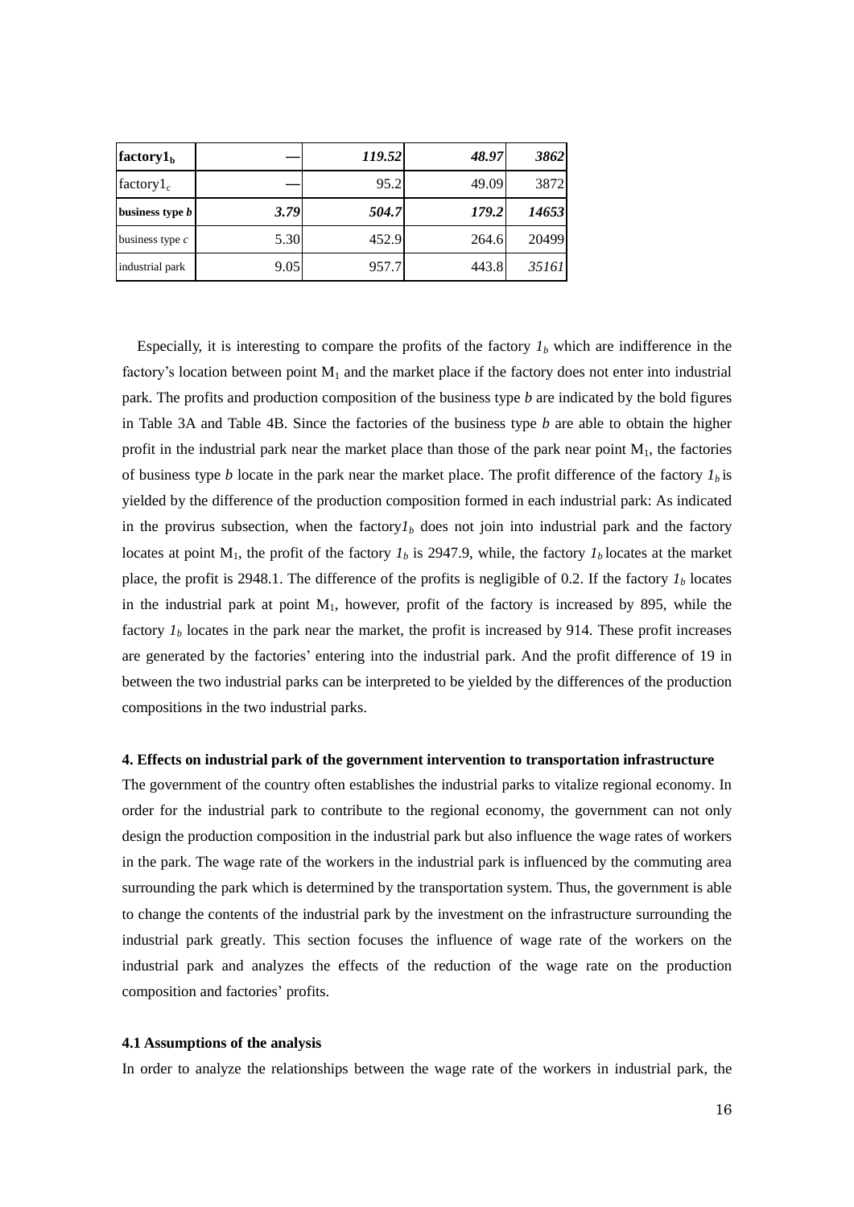| | | | | |
|---|---|---|---|---|
| **factory$1_b$** | — | ***119.52*** | ***48.97*** | ***3862*** |
| factory$1_c$ | — | 95.2 | 49.09 | 3872 |
| **business type *b*** | ***3.79*** | ***504.7*** | ***179.2*** | ***14653*** |
| business type *c* | 5.30 | 452.9 | 264.6 | 20499 |
| industrial park | 9.05 | 957.7 | 443.8 | *35161* |

Especially, it is interesting to compare the profits of the factory $1_b$ which are indifference in the factory's location between point $M_1$ and the market place if the factory does not enter into industrial park. The profits and production composition of the business type *b* are indicated by the bold figures in Table 3A and Table 4B. Since the factories of the business type *b* are able to obtain the higher profit in the industrial park near the market place than those of the park near point $M_1$, the factories of business type *b* locate in the park near the market place. The profit difference of the factory $1_b$ is yielded by the difference of the production composition formed in each industrial park: As indicated in the provirus subsection, when the factory$1_b$ does not join into industrial park and the factory locates at point $M_1$, the profit of the factory $1_b$ is 2947.9, while, the factory $1_b$ locates at the market place, the profit is 2948.1. The difference of the profits is negligible of 0.2. If the factory $1_b$ locates in the industrial park at point $M_1$, however, profit of the factory is increased by 895, while the factory $1_b$ locates in the park near the market, the profit is increased by 914. These profit increases are generated by the factories' entering into the industrial park. And the profit difference of 19 in between the two industrial parks can be interpreted to be yielded by the differences of the production compositions in the two industrial parks.

### 4. Effects on industrial park of the government intervention to transportation infrastructure

The government of the country often establishes the industrial parks to vitalize regional economy. In order for the industrial park to contribute to the regional economy, the government can not only design the production composition in the industrial park but also influence the wage rates of workers in the park. The wage rate of the workers in the industrial park is influenced by the commuting area surrounding the park which is determined by the transportation system. Thus, the government is able to change the contents of the industrial park by the investment on the infrastructure surrounding the industrial park greatly. This section focuses the influence of wage rate of the workers on the industrial park and analyzes the effects of the reduction of the wage rate on the production composition and factories' profits.

#### 4.1 Assumptions of the analysis

In order to analyze the relationships between the wage rate of the workers in industrial park, the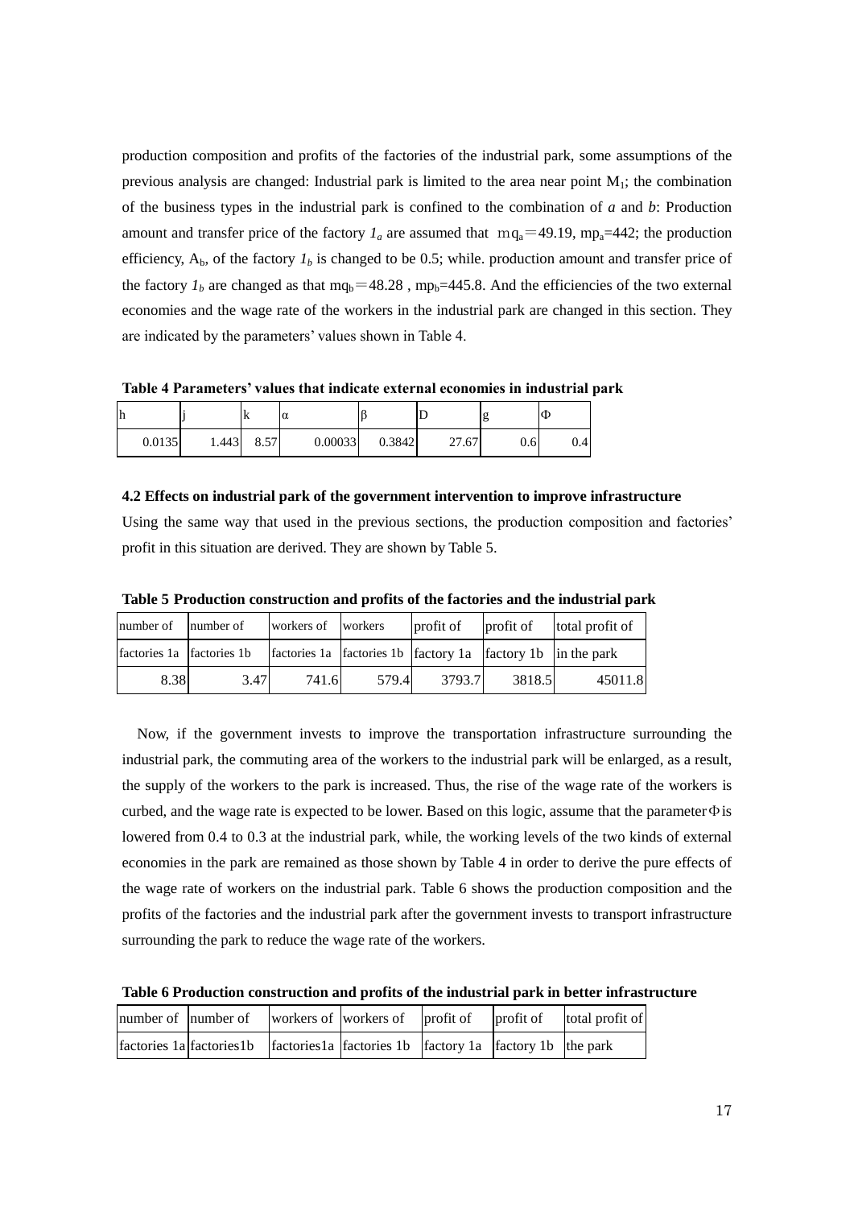production composition and profits of the factories of the industrial park, some assumptions of the previous analysis are changed: Industrial park is limited to the area near point $M_1$; the combination of the business types in the industrial park is confined to the combination of *a* and *b*: Production amount and transfer price of the factory $1_a$ are assumed that $mq_a$＝49.19, $mp_a$=442; the production efficiency, $A_b$, of the factory $1_b$ is changed to be 0.5; while. production amount and transfer price of the factory $1_b$ are changed as that $mq_b$＝48.28 , $mp_b$=445.8. And the efficiencies of the two external economies and the wage rate of the workers in the industrial park are changed in this section. They are indicated by the parameters' values shown in Table 4.

**Table 4 Parameters' values that indicate external economies in industrial park**

| h | j | k | α | β | D | g | Φ |
|---|---|---|---|---|---|---|---|
| 0.0135 | 1.443 | 8.57 | 0.00033 | 0.3842 | 27.67 | 0.6 | 0.4 |

**4.2 Effects on industrial park of the government intervention to improve infrastructure**

Using the same way that used in the previous sections, the production composition and factories' profit in this situation are derived. They are shown by Table 5.

**Table 5 Production construction and profits of the factories and the industrial park**

| number of factories 1a | number of factories 1b | workers of factories 1a | workers factories 1b | profit of factory 1a | profit of factory 1b | total profit of in the park |
|---|---|---|---|---|---|---|
| 8.38 | 3.47 | 741.6 | 579.4 | 3793.7 | 3818.5 | 45011.8 |

Now, if the government invests to improve the transportation infrastructure surrounding the industrial park, the commuting area of the workers to the industrial park will be enlarged, as a result, the supply of the workers to the park is increased. Thus, the rise of the wage rate of the workers is curbed, and the wage rate is expected to be lower. Based on this logic, assume that the parameter Φ is lowered from 0.4 to 0.3 at the industrial park, while, the working levels of the two kinds of external economies in the park are remained as those shown by Table 4 in order to derive the pure effects of the wage rate of workers on the industrial park. Table 6 shows the production composition and the profits of the factories and the industrial park after the government invests to transport infrastructure surrounding the park to reduce the wage rate of the workers.

**Table 6 Production construction and profits of the industrial park in better infrastructure**

| number of factories 1a | number of factories1b | workers of factories1a | workers of factories 1b | profit of factory 1a | profit of factory 1b | total profit of the park |
|---|---|---|---|---|---|---|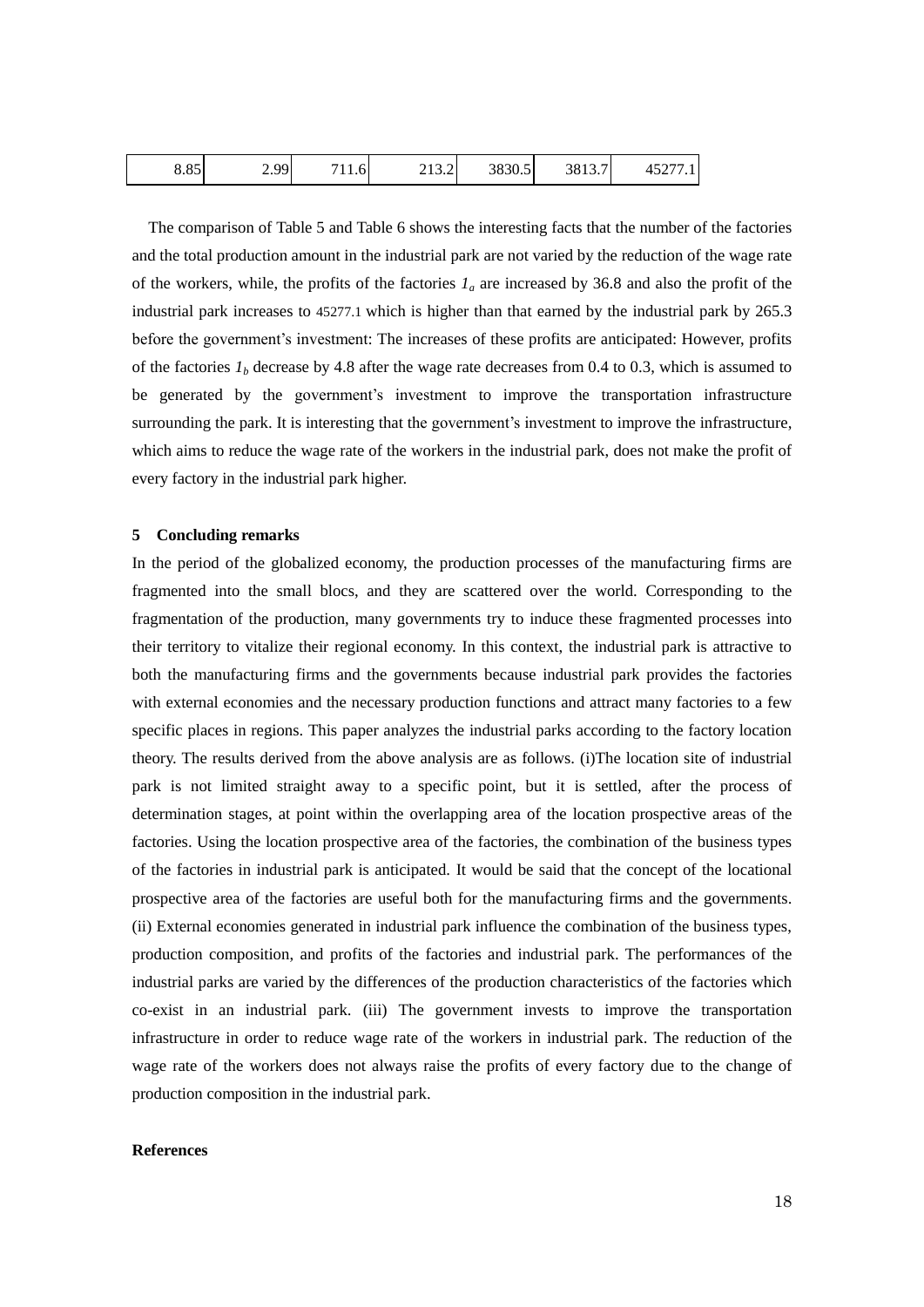| 8.85 | 2.99 | 711.6 | 213.2 | 3830.5 | 3813.7 | 45277.1 |
|---|---|---|---|---|---|---|

The comparison of Table 5 and Table 6 shows the interesting facts that the number of the factories and the total production amount in the industrial park are not varied by the reduction of the wage rate of the workers, while, the profits of the factories $1_a$ are increased by 36.8 and also the profit of the industrial park increases to 45277.1 which is higher than that earned by the industrial park by 265.3 before the government's investment: The increases of these profits are anticipated: However, profits of the factories $1_b$ decrease by 4.8 after the wage rate decreases from 0.4 to 0.3, which is assumed to be generated by the government's investment to improve the transportation infrastructure surrounding the park. It is interesting that the government's investment to improve the infrastructure, which aims to reduce the wage rate of the workers in the industrial park, does not make the profit of every factory in the industrial park higher.

## 5 Concluding remarks

In the period of the globalized economy, the production processes of the manufacturing firms are fragmented into the small blocs, and they are scattered over the world. Corresponding to the fragmentation of the production, many governments try to induce these fragmented processes into their territory to vitalize their regional economy. In this context, the industrial park is attractive to both the manufacturing firms and the governments because industrial park provides the factories with external economies and the necessary production functions and attract many factories to a few specific places in regions. This paper analyzes the industrial parks according to the factory location theory. The results derived from the above analysis are as follows. (i)The location site of industrial park is not limited straight away to a specific point, but it is settled, after the process of determination stages, at point within the overlapping area of the location prospective areas of the factories. Using the location prospective area of the factories, the combination of the business types of the factories in industrial park is anticipated. It would be said that the concept of the locational prospective area of the factories are useful both for the manufacturing firms and the governments. (ii) External economies generated in industrial park influence the combination of the business types, production composition, and profits of the factories and industrial park. The performances of the industrial parks are varied by the differences of the production characteristics of the factories which co-exist in an industrial park. (iii) The government invests to improve the transportation infrastructure in order to reduce wage rate of the workers in industrial park. The reduction of the wage rate of the workers does not always raise the profits of every factory due to the change of production composition in the industrial park.

## References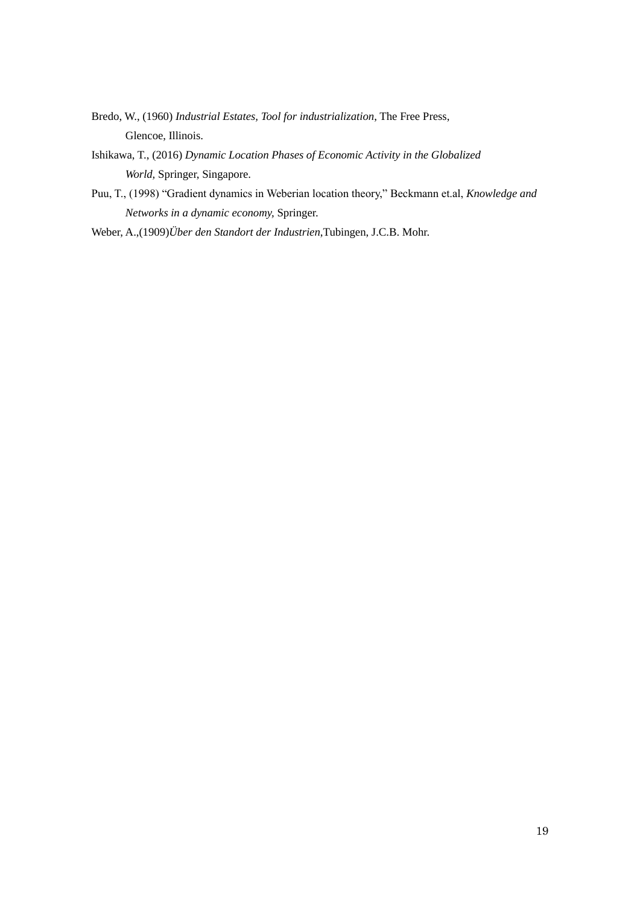Bredo, W., (1960) *Industrial Estates, Tool for industrialization*, The Free Press, Glencoe, Illinois.

Ishikawa, T., (2016) *Dynamic Location Phases of Economic Activity in the Globalized World*, Springer, Singapore.

Puu, T., (1998) "Gradient dynamics in Weberian location theory," Beckmann et.al, *Knowledge and Networks in a dynamic economy*, Springer.

Weber, A.,(1909)*Über den Standort der Industrien*,Tubingen, J.C.B. Mohr.